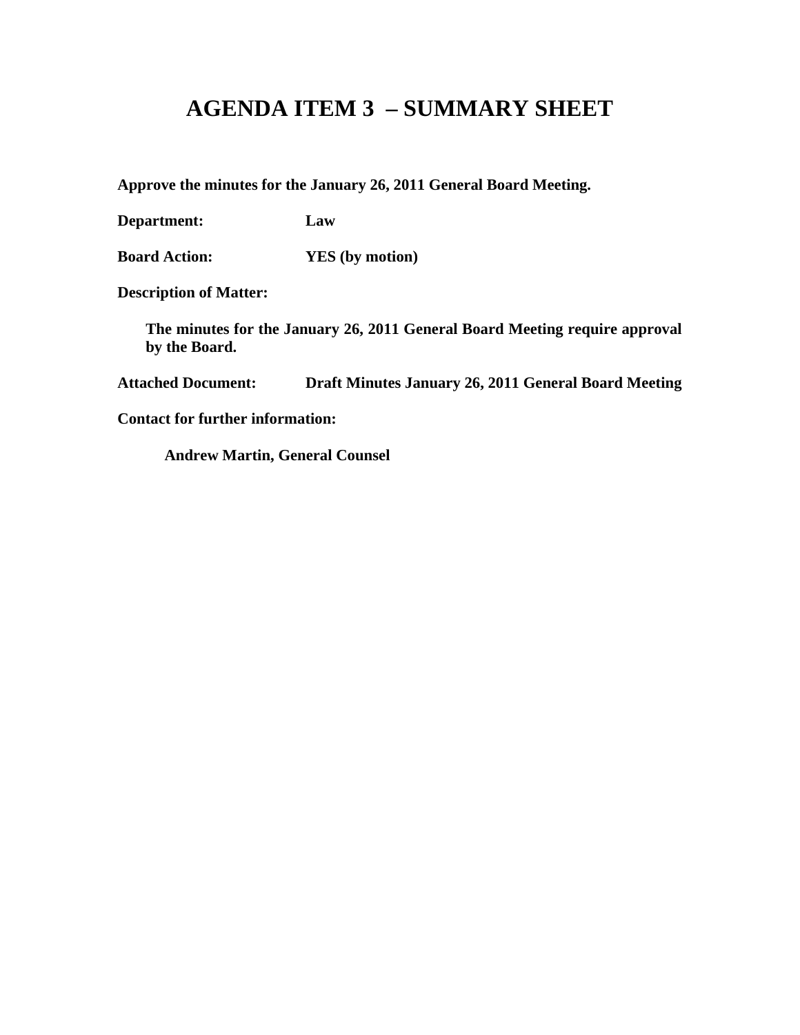# AGENDA ITEM 3 – SUMMARY SHEET

**Approve the minutes for the January 26, 2011 General Board Meeting.**

**Department:** **Law**

**Board Action:** **YES (by motion)**

**Description of Matter:**

**The minutes for the January 26, 2011 General Board Meeting require approval by the Board.**

**Attached Document:** **Draft Minutes January 26, 2011 General Board Meeting**

**Contact for further information:**

**Andrew Martin, General Counsel**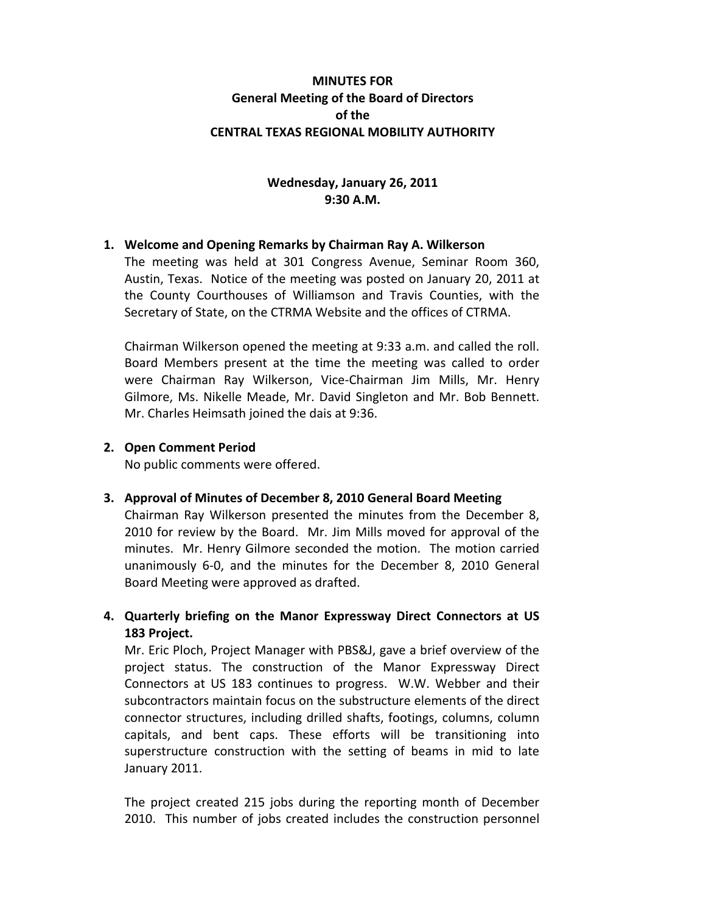**MINUTES FOR**
**General Meeting of the Board of Directors**
**of the**
**CENTRAL TEXAS REGIONAL MOBILITY AUTHORITY**

**Wednesday, January 26, 2011**
**9:30 A.M.**

1. **Welcome and Opening Remarks by Chairman Ray A. Wilkerson**
   The meeting was held at 301 Congress Avenue, Seminar Room 360, Austin, Texas. Notice of the meeting was posted on January 20, 2011 at the County Courthouses of Williamson and Travis Counties, with the Secretary of State, on the CTRMA Website and the offices of CTRMA.

   Chairman Wilkerson opened the meeting at 9:33 a.m. and called the roll. Board Members present at the time the meeting was called to order were Chairman Ray Wilkerson, Vice-Chairman Jim Mills, Mr. Henry Gilmore, Ms. Nikelle Meade, Mr. David Singleton and Mr. Bob Bennett. Mr. Charles Heimsath joined the dais at 9:36.

2. **Open Comment Period**
   No public comments were offered.

3. **Approval of Minutes of December 8, 2010 General Board Meeting**
   Chairman Ray Wilkerson presented the minutes from the December 8, 2010 for review by the Board. Mr. Jim Mills moved for approval of the minutes. Mr. Henry Gilmore seconded the motion. The motion carried unanimously 6-0, and the minutes for the December 8, 2010 General Board Meeting were approved as drafted.

4. **Quarterly briefing on the Manor Expressway Direct Connectors at US 183 Project.**
   Mr. Eric Ploch, Project Manager with PBS&J, gave a brief overview of the project status. The construction of the Manor Expressway Direct Connectors at US 183 continues to progress. W.W. Webber and their subcontractors maintain focus on the substructure elements of the direct connector structures, including drilled shafts, footings, columns, column capitals, and bent caps. These efforts will be transitioning into superstructure construction with the setting of beams in mid to late January 2011.

   The project created 215 jobs during the reporting month of December 2010. This number of jobs created includes the construction personnel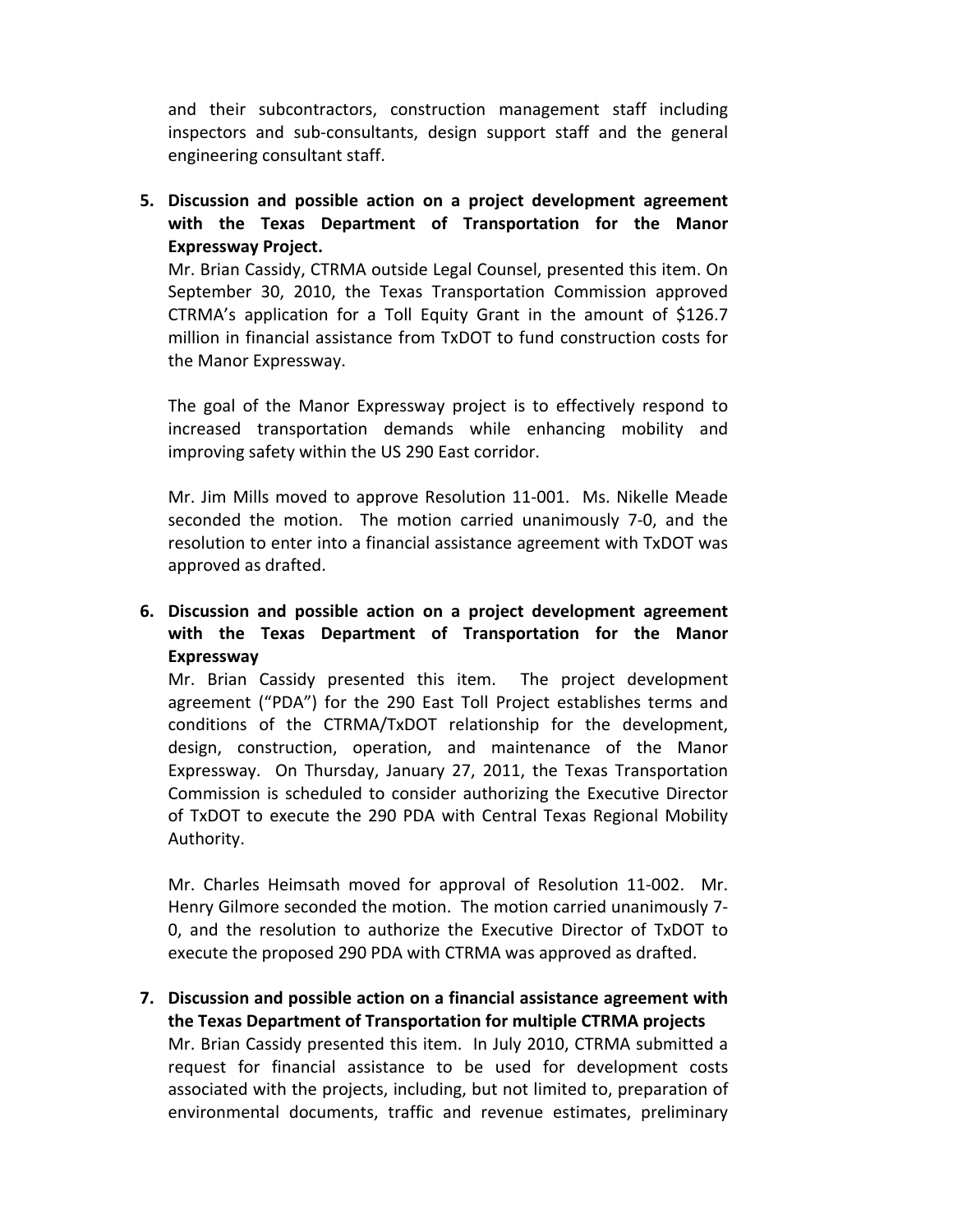and their subcontractors, construction management staff including inspectors and sub-consultants, design support staff and the general engineering consultant staff.

5. **Discussion and possible action on a project development agreement with the Texas Department of Transportation for the Manor Expressway Project.**

   Mr. Brian Cassidy, CTRMA outside Legal Counsel, presented this item. On September 30, 2010, the Texas Transportation Commission approved CTRMA's application for a Toll Equity Grant in the amount of $126.7 million in financial assistance from TxDOT to fund construction costs for the Manor Expressway.

   The goal of the Manor Expressway project is to effectively respond to increased transportation demands while enhancing mobility and improving safety within the US 290 East corridor.

   Mr. Jim Mills moved to approve Resolution 11-001. Ms. Nikelle Meade seconded the motion. The motion carried unanimously 7-0, and the resolution to enter into a financial assistance agreement with TxDOT was approved as drafted.

6. **Discussion and possible action on a project development agreement with the Texas Department of Transportation for the Manor Expressway**

   Mr. Brian Cassidy presented this item. The project development agreement ("PDA") for the 290 East Toll Project establishes terms and conditions of the CTRMA/TxDOT relationship for the development, design, construction, operation, and maintenance of the Manor Expressway. On Thursday, January 27, 2011, the Texas Transportation Commission is scheduled to consider authorizing the Executive Director of TxDOT to execute the 290 PDA with Central Texas Regional Mobility Authority.

   Mr. Charles Heimsath moved for approval of Resolution 11-002. Mr. Henry Gilmore seconded the motion. The motion carried unanimously 7-0, and the resolution to authorize the Executive Director of TxDOT to execute the proposed 290 PDA with CTRMA was approved as drafted.

7. **Discussion and possible action on a financial assistance agreement with the Texas Department of Transportation for multiple CTRMA projects**

   Mr. Brian Cassidy presented this item. In July 2010, CTRMA submitted a request for financial assistance to be used for development costs associated with the projects, including, but not limited to, preparation of environmental documents, traffic and revenue estimates, preliminary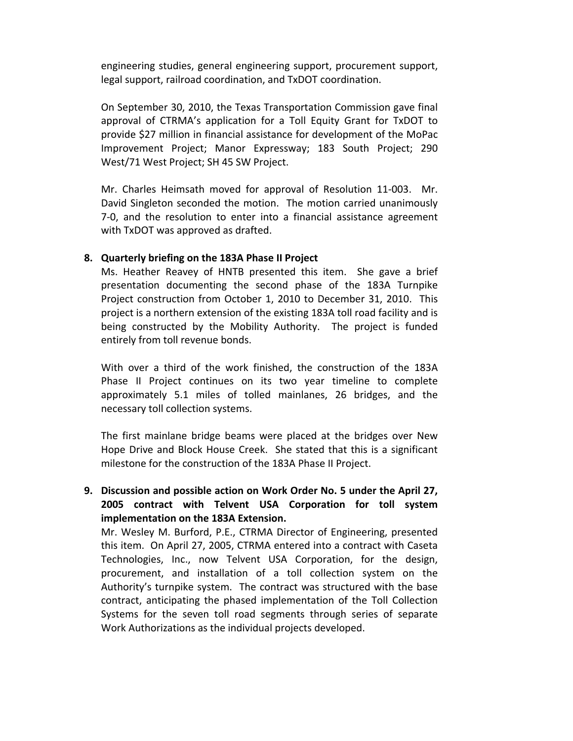engineering studies, general engineering support, procurement support, legal support, railroad coordination, and TxDOT coordination.

On September 30, 2010, the Texas Transportation Commission gave final approval of CTRMA's application for a Toll Equity Grant for TxDOT to provide $27 million in financial assistance for development of the MoPac Improvement Project; Manor Expressway; 183 South Project; 290 West/71 West Project; SH 45 SW Project.

Mr. Charles Heimsath moved for approval of Resolution 11-003. Mr. David Singleton seconded the motion. The motion carried unanimously 7-0, and the resolution to enter into a financial assistance agreement with TxDOT was approved as drafted.

**8. Quarterly briefing on the 183A Phase II Project**

Ms. Heather Reavey of HNTB presented this item. She gave a brief presentation documenting the second phase of the 183A Turnpike Project construction from October 1, 2010 to December 31, 2010. This project is a northern extension of the existing 183A toll road facility and is being constructed by the Mobility Authority. The project is funded entirely from toll revenue bonds.

With over a third of the work finished, the construction of the 183A Phase II Project continues on its two year timeline to complete approximately 5.1 miles of tolled mainlanes, 26 bridges, and the necessary toll collection systems.

The first mainlane bridge beams were placed at the bridges over New Hope Drive and Block House Creek. She stated that this is a significant milestone for the construction of the 183A Phase II Project.

**9. Discussion and possible action on Work Order No. 5 under the April 27, 2005 contract with Telvent USA Corporation for toll system implementation on the 183A Extension.**

Mr. Wesley M. Burford, P.E., CTRMA Director of Engineering, presented this item. On April 27, 2005, CTRMA entered into a contract with Caseta Technologies, Inc., now Telvent USA Corporation, for the design, procurement, and installation of a toll collection system on the Authority's turnpike system. The contract was structured with the base contract, anticipating the phased implementation of the Toll Collection Systems for the seven toll road segments through series of separate Work Authorizations as the individual projects developed.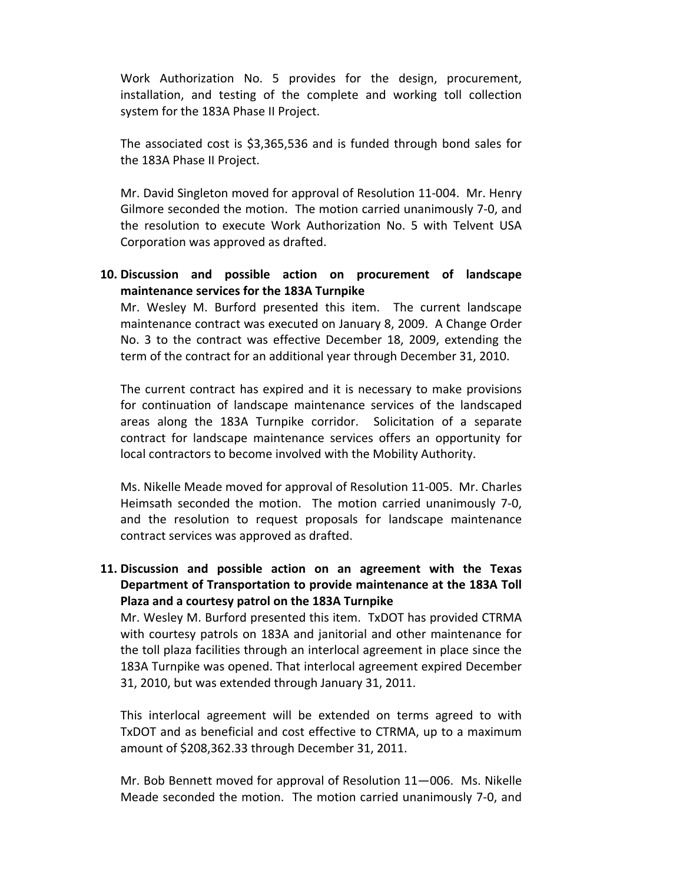Work Authorization No. 5 provides for the design, procurement, installation, and testing of the complete and working toll collection system for the 183A Phase II Project.

The associated cost is $3,365,536 and is funded through bond sales for the 183A Phase II Project.

Mr. David Singleton moved for approval of Resolution 11-004. Mr. Henry Gilmore seconded the motion. The motion carried unanimously 7-0, and the resolution to execute Work Authorization No. 5 with Telvent USA Corporation was approved as drafted.

10. **Discussion and possible action on procurement of landscape maintenance services for the 183A Turnpike**

    Mr. Wesley M. Burford presented this item. The current landscape maintenance contract was executed on January 8, 2009. A Change Order No. 3 to the contract was effective December 18, 2009, extending the term of the contract for an additional year through December 31, 2010.

    The current contract has expired and it is necessary to make provisions for continuation of landscape maintenance services of the landscaped areas along the 183A Turnpike corridor. Solicitation of a separate contract for landscape maintenance services offers an opportunity for local contractors to become involved with the Mobility Authority.

    Ms. Nikelle Meade moved for approval of Resolution 11-005. Mr. Charles Heimsath seconded the motion. The motion carried unanimously 7-0, and the resolution to request proposals for landscape maintenance contract services was approved as drafted.

11. **Discussion and possible action on an agreement with the Texas Department of Transportation to provide maintenance at the 183A Toll Plaza and a courtesy patrol on the 183A Turnpike**

    Mr. Wesley M. Burford presented this item. TxDOT has provided CTRMA with courtesy patrols on 183A and janitorial and other maintenance for the toll plaza facilities through an interlocal agreement in place since the 183A Turnpike was opened. That interlocal agreement expired December 31, 2010, but was extended through January 31, 2011.

    This interlocal agreement will be extended on terms agreed to with TxDOT and as beneficial and cost effective to CTRMA, up to a maximum amount of $208,362.33 through December 31, 2011.

    Mr. Bob Bennett moved for approval of Resolution 11—006. Ms. Nikelle Meade seconded the motion. The motion carried unanimously 7-0, and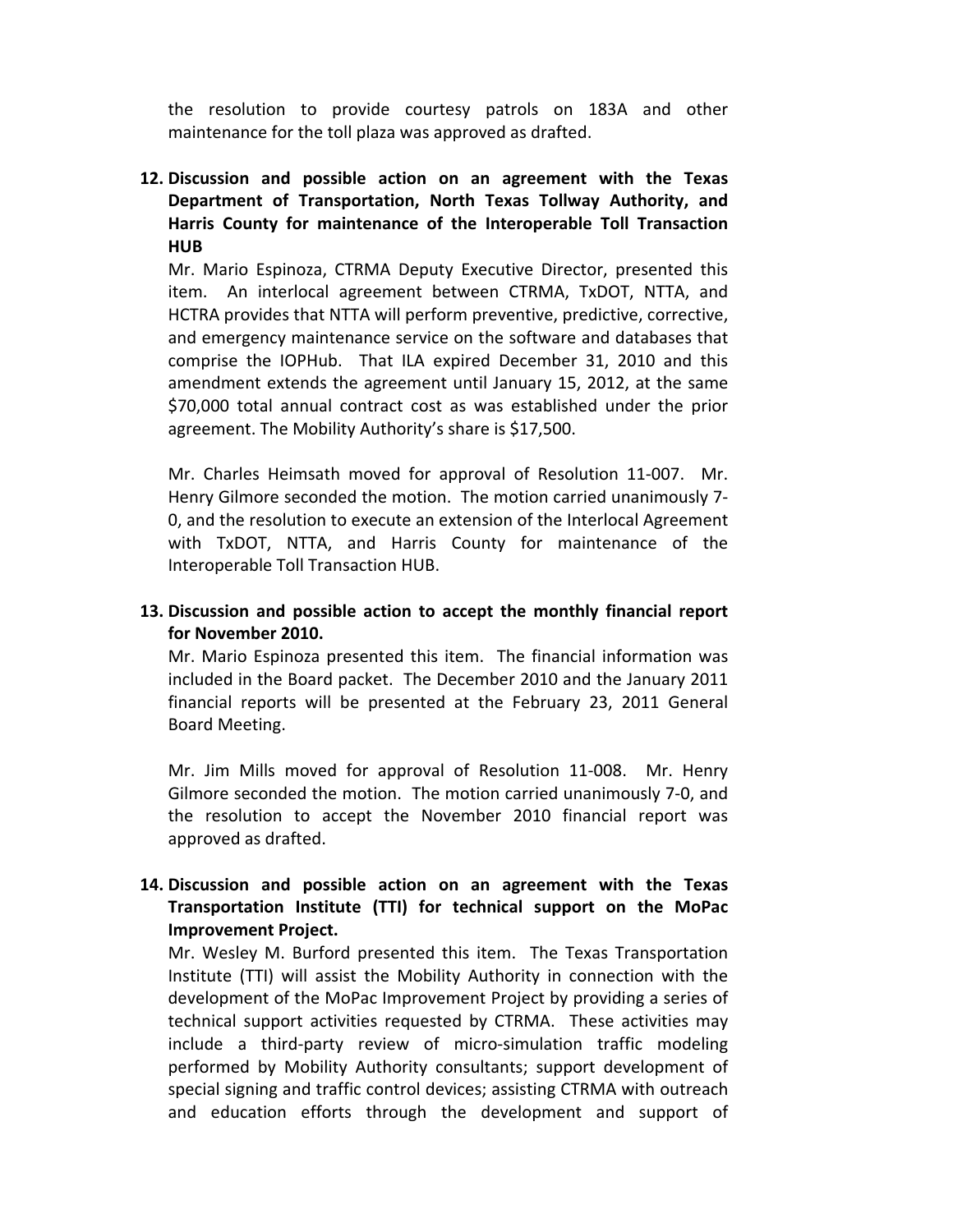the resolution to provide courtesy patrols on 183A and other maintenance for the toll plaza was approved as drafted.

**12. Discussion and possible action on an agreement with the Texas Department of Transportation, North Texas Tollway Authority, and Harris County for maintenance of the Interoperable Toll Transaction HUB**

Mr. Mario Espinoza, CTRMA Deputy Executive Director, presented this item. An interlocal agreement between CTRMA, TxDOT, NTTA, and HCTRA provides that NTTA will perform preventive, predictive, corrective, and emergency maintenance service on the software and databases that comprise the IOPHub. That ILA expired December 31, 2010 and this amendment extends the agreement until January 15, 2012, at the same $70,000 total annual contract cost as was established under the prior agreement. The Mobility Authority's share is $17,500.

Mr. Charles Heimsath moved for approval of Resolution 11-007. Mr. Henry Gilmore seconded the motion. The motion carried unanimously 7-0, and the resolution to execute an extension of the Interlocal Agreement with TxDOT, NTTA, and Harris County for maintenance of the Interoperable Toll Transaction HUB.

**13. Discussion and possible action to accept the monthly financial report for November 2010.**

Mr. Mario Espinoza presented this item. The financial information was included in the Board packet. The December 2010 and the January 2011 financial reports will be presented at the February 23, 2011 General Board Meeting.

Mr. Jim Mills moved for approval of Resolution 11-008. Mr. Henry Gilmore seconded the motion. The motion carried unanimously 7-0, and the resolution to accept the November 2010 financial report was approved as drafted.

**14. Discussion and possible action on an agreement with the Texas Transportation Institute (TTI) for technical support on the MoPac Improvement Project.**

Mr. Wesley M. Burford presented this item. The Texas Transportation Institute (TTI) will assist the Mobility Authority in connection with the development of the MoPac Improvement Project by providing a series of technical support activities requested by CTRMA. These activities may include a third-party review of micro-simulation traffic modeling performed by Mobility Authority consultants; support development of special signing and traffic control devices; assisting CTRMA with outreach and education efforts through the development and support of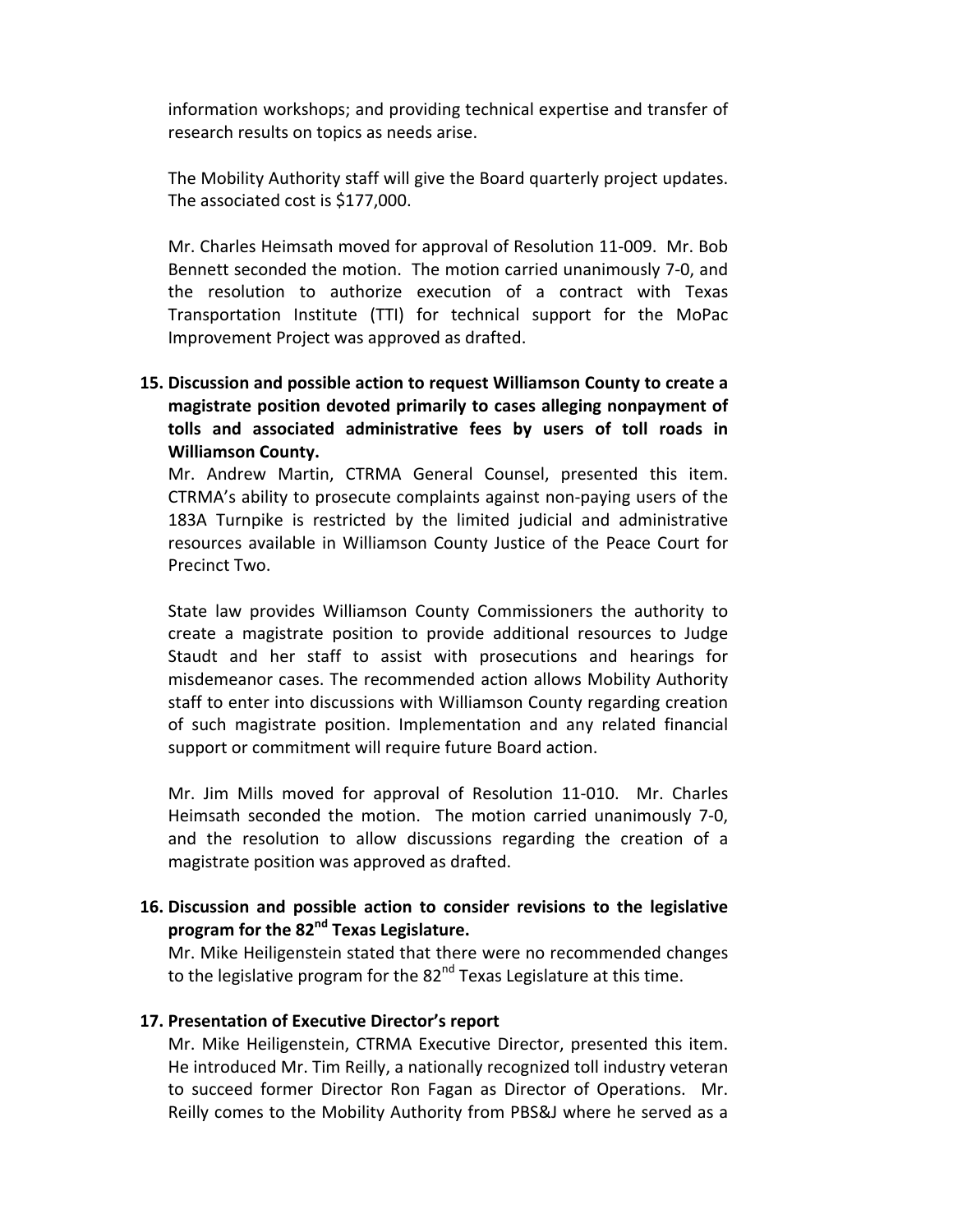information workshops; and providing technical expertise and transfer of research results on topics as needs arise.

The Mobility Authority staff will give the Board quarterly project updates. The associated cost is $177,000.

Mr. Charles Heimsath moved for approval of Resolution 11-009. Mr. Bob Bennett seconded the motion. The motion carried unanimously 7-0, and the resolution to authorize execution of a contract with Texas Transportation Institute (TTI) for technical support for the MoPac Improvement Project was approved as drafted.

**15. Discussion and possible action to request Williamson County to create a magistrate position devoted primarily to cases alleging nonpayment of tolls and associated administrative fees by users of toll roads in Williamson County.**

Mr. Andrew Martin, CTRMA General Counsel, presented this item. CTRMA's ability to prosecute complaints against non-paying users of the 183A Turnpike is restricted by the limited judicial and administrative resources available in Williamson County Justice of the Peace Court for Precinct Two.

State law provides Williamson County Commissioners the authority to create a magistrate position to provide additional resources to Judge Staudt and her staff to assist with prosecutions and hearings for misdemeanor cases. The recommended action allows Mobility Authority staff to enter into discussions with Williamson County regarding creation of such magistrate position. Implementation and any related financial support or commitment will require future Board action.

Mr. Jim Mills moved for approval of Resolution 11-010. Mr. Charles Heimsath seconded the motion. The motion carried unanimously 7-0, and the resolution to allow discussions regarding the creation of a magistrate position was approved as drafted.

**16. Discussion and possible action to consider revisions to the legislative program for the 82nd Texas Legislature.**

Mr. Mike Heiligenstein stated that there were no recommended changes to the legislative program for the 82nd Texas Legislature at this time.

**17. Presentation of Executive Director's report**

Mr. Mike Heiligenstein, CTRMA Executive Director, presented this item. He introduced Mr. Tim Reilly, a nationally recognized toll industry veteran to succeed former Director Ron Fagan as Director of Operations. Mr. Reilly comes to the Mobility Authority from PBS&J where he served as a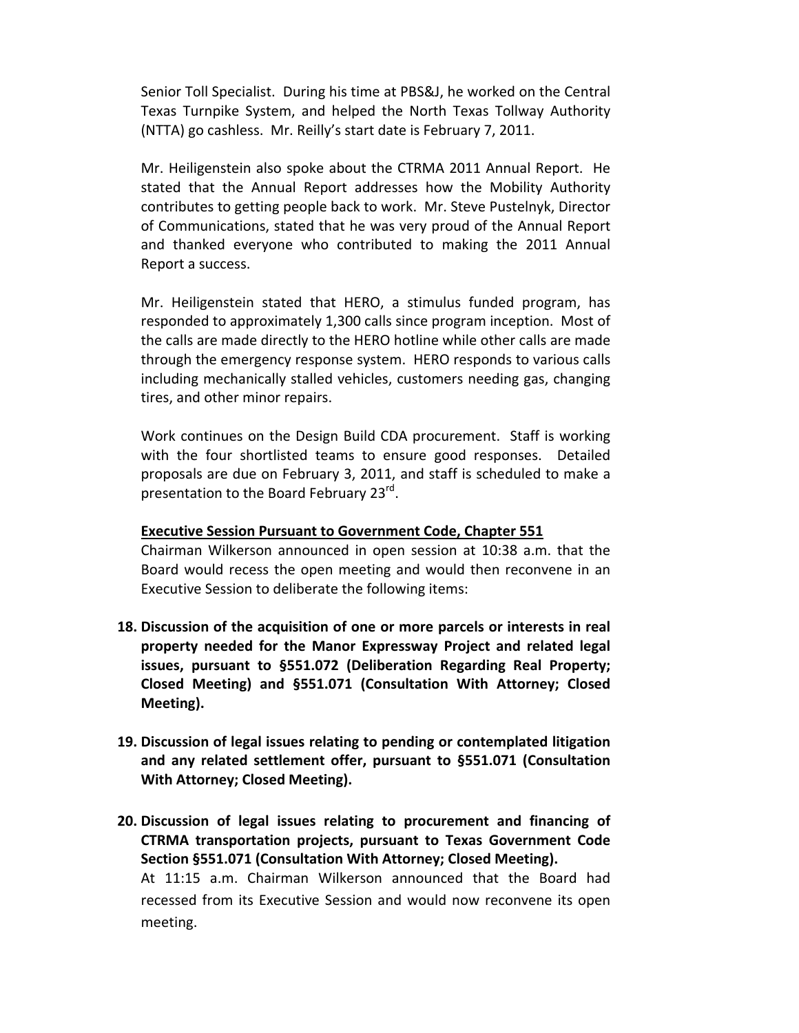Senior Toll Specialist. During his time at PBS&J, he worked on the Central Texas Turnpike System, and helped the North Texas Tollway Authority (NTTA) go cashless. Mr. Reilly's start date is February 7, 2011.

Mr. Heiligenstein also spoke about the CTRMA 2011 Annual Report. He stated that the Annual Report addresses how the Mobility Authority contributes to getting people back to work. Mr. Steve Pustelnyk, Director of Communications, stated that he was very proud of the Annual Report and thanked everyone who contributed to making the 2011 Annual Report a success.

Mr. Heiligenstein stated that HERO, a stimulus funded program, has responded to approximately 1,300 calls since program inception. Most of the calls are made directly to the HERO hotline while other calls are made through the emergency response system. HERO responds to various calls including mechanically stalled vehicles, customers needing gas, changing tires, and other minor repairs.

Work continues on the Design Build CDA procurement. Staff is working with the four shortlisted teams to ensure good responses. Detailed proposals are due on February 3, 2011, and staff is scheduled to make a presentation to the Board February 23rd.

**Executive Session Pursuant to Government Code, Chapter 551**

Chairman Wilkerson announced in open session at 10:38 a.m. that the Board would recess the open meeting and would then reconvene in an Executive Session to deliberate the following items:

**18. Discussion of the acquisition of one or more parcels or interests in real property needed for the Manor Expressway Project and related legal issues, pursuant to §551.072 (Deliberation Regarding Real Property; Closed Meeting) and §551.071 (Consultation With Attorney; Closed Meeting).**

**19. Discussion of legal issues relating to pending or contemplated litigation and any related settlement offer, pursuant to §551.071 (Consultation With Attorney; Closed Meeting).**

**20. Discussion of legal issues relating to procurement and financing of CTRMA transportation projects, pursuant to Texas Government Code Section §551.071 (Consultation With Attorney; Closed Meeting).**

At 11:15 a.m. Chairman Wilkerson announced that the Board had recessed from its Executive Session and would now reconvene its open meeting.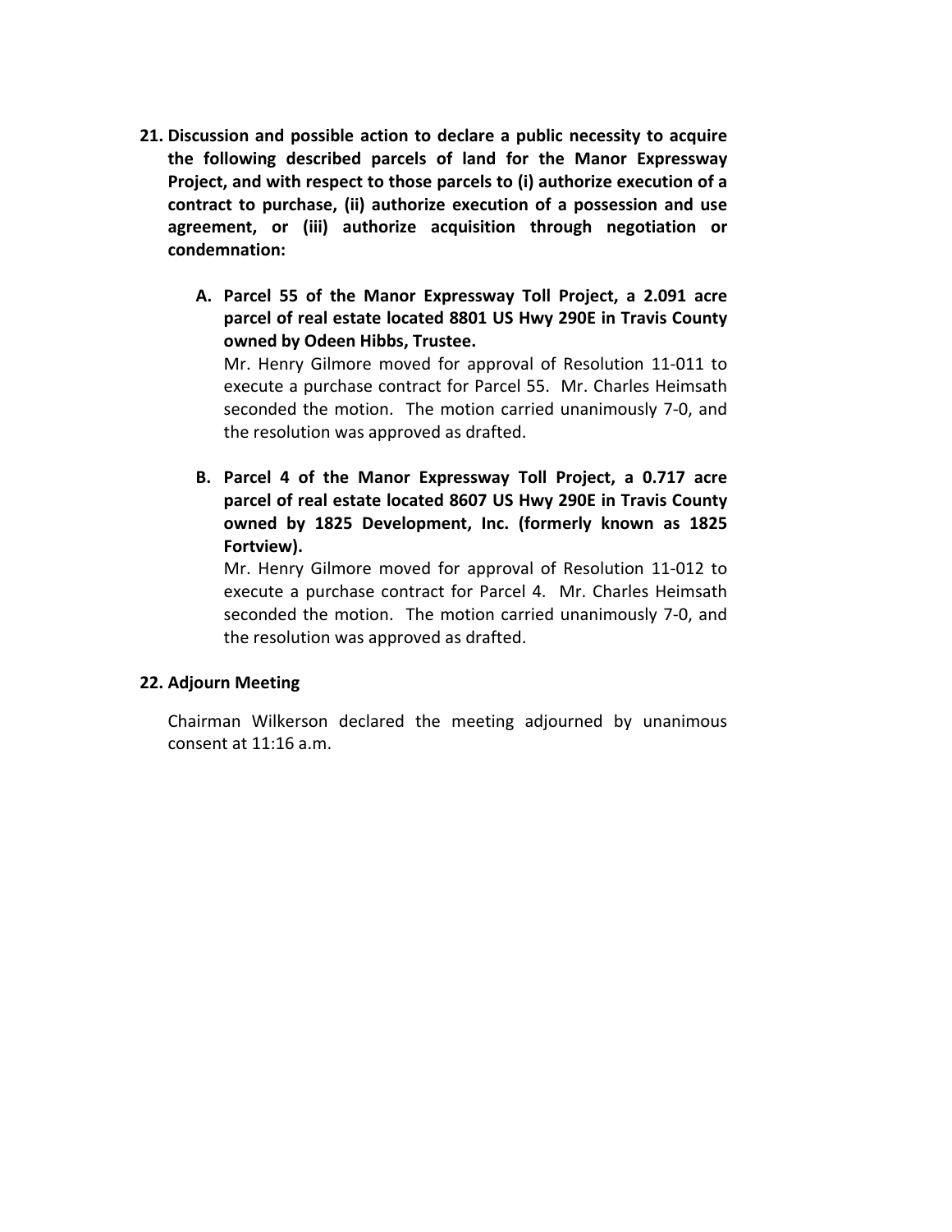21. **Discussion and possible action to declare a public necessity to acquire the following described parcels of land for the Manor Expressway Project, and with respect to those parcels to (i) authorize execution of a contract to purchase, (ii) authorize execution of a possession and use agreement, or (iii) authorize acquisition through negotiation or condemnation:**

    A. **Parcel 55 of the Manor Expressway Toll Project, a 2.091 acre parcel of real estate located 8801 US Hwy 290E in Travis County owned by Odeen Hibbs, Trustee.**
       Mr. Henry Gilmore moved for approval of Resolution 11-011 to execute a purchase contract for Parcel 55. Mr. Charles Heimsath seconded the motion. The motion carried unanimously 7-0, and the resolution was approved as drafted.

    B. **Parcel 4 of the Manor Expressway Toll Project, a 0.717 acre parcel of real estate located 8607 US Hwy 290E in Travis County owned by 1825 Development, Inc. (formerly known as 1825 Fortview).**
       Mr. Henry Gilmore moved for approval of Resolution 11-012 to execute a purchase contract for Parcel 4. Mr. Charles Heimsath seconded the motion. The motion carried unanimously 7-0, and the resolution was approved as drafted.

22. **Adjourn Meeting**

    Chairman Wilkerson declared the meeting adjourned by unanimous consent at 11:16 a.m.